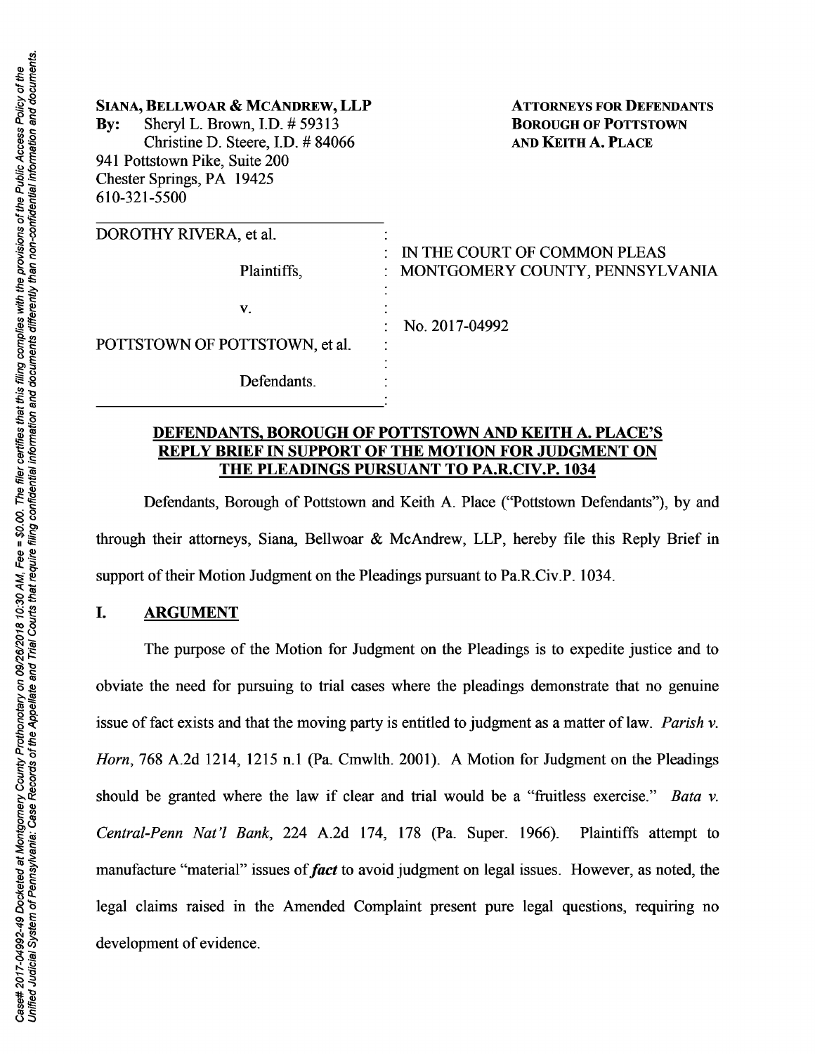**SIANA, BELLWOAR & MCANDREW, LLP**
**By:** Sheryl L. Brown, I.D. # 59313
Christine D. Steere, I.D. # 84066
941 Pottstown Pike, Suite 200
Chester Springs, PA 19425
610-321-5500

**ATTORNEYS FOR DEFENDANTS**
**BOROUGH OF POTTSTOWN**
**AND KEITH A. PLACE**

| | |
|---|---|
| DOROTHY RIVERA, et al. | IN THE COURT OF COMMON PLEAS |
| Plaintiffs, | MONTGOMERY COUNTY, PENNSYLVANIA |
| v. | No. 2017-04992 |
| POTTSTOWN OF POTTSTOWN, et al. | |
| Defendants. | |

**DEFENDANTS, BOROUGH OF POTTSTOWN AND KEITH A. PLACE'S REPLY BRIEF IN SUPPORT OF THE MOTION FOR JUDGMENT ON THE PLEADINGS PURSUANT TO PA.R.CIV.P. 1034**

Defendants, Borough of Pottstown and Keith A. Place ("Pottstown Defendants"), by and through their attorneys, Siana, Bellwoar & McAndrew, LLP, hereby file this Reply Brief in support of their Motion Judgment on the Pleadings pursuant to Pa.R.Civ.P. 1034.

## I. ARGUMENT

The purpose of the Motion for Judgment on the Pleadings is to expedite justice and to obviate the need for pursuing to trial cases where the pleadings demonstrate that no genuine issue of fact exists and that the moving party is entitled to judgment as a matter of law. *Parish v. Horn*, 768 A.2d 1214, 1215 n.1 (Pa. Cmwlth. 2001). A Motion for Judgment on the Pleadings should be granted where the law if clear and trial would be a "fruitless exercise." *Bata v. Central-Penn Nat'l Bank*, 224 A.2d 174, 178 (Pa. Super. 1966). Plaintiffs attempt to manufacture "material" issues of ***fact*** to avoid judgment on legal issues. However, as noted, the legal claims raised in the Amended Complaint present pure legal questions, requiring no development of evidence.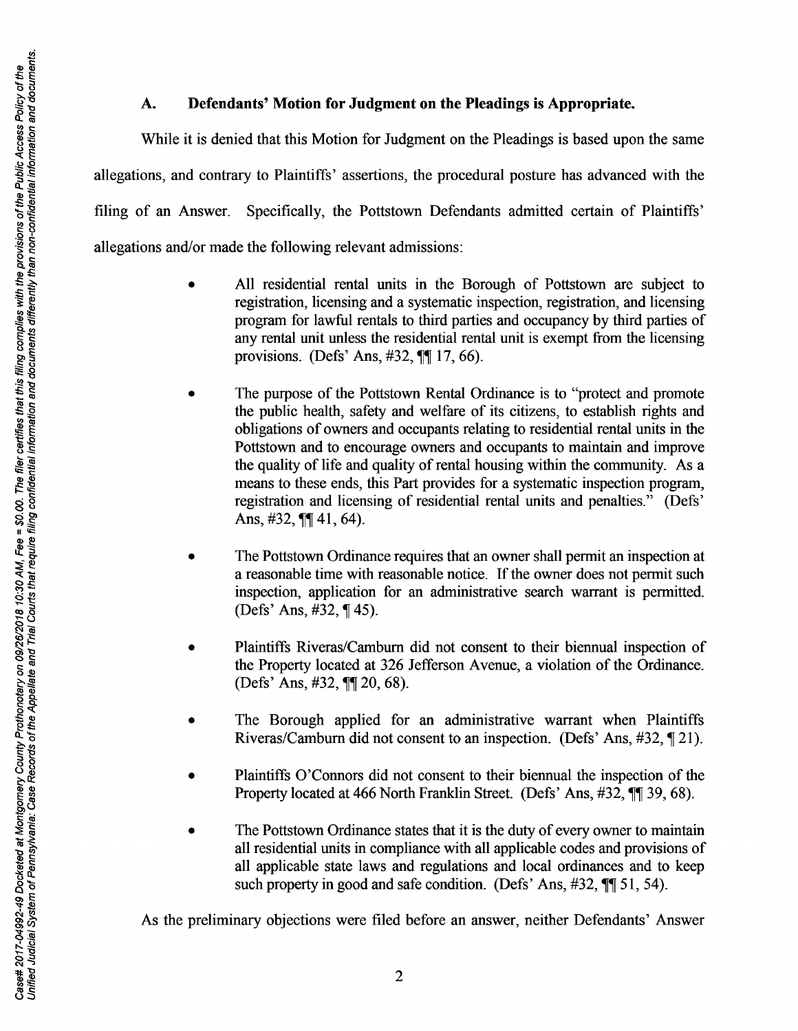### A. Defendants' Motion for Judgment on the Pleadings is Appropriate.

While it is denied that this Motion for Judgment on the Pleadings is based upon the same allegations, and contrary to Plaintiffs' assertions, the procedural posture has advanced with the filing of an Answer. Specifically, the Pottstown Defendants admitted certain of Plaintiffs' allegations and/or made the following relevant admissions:

- All residential rental units in the Borough of Pottstown are subject to registration, licensing and a systematic inspection, registration, and licensing program for lawful rentals to third parties and occupancy by third parties of any rental unit unless the residential rental unit is exempt from the licensing provisions. (Defs' Ans, #32, ¶¶ 17, 66).

- The purpose of the Pottstown Rental Ordinance is to "protect and promote the public health, safety and welfare of its citizens, to establish rights and obligations of owners and occupants relating to residential rental units in the Pottstown and to encourage owners and occupants to maintain and improve the quality of life and quality of rental housing within the community. As a means to these ends, this Part provides for a systematic inspection program, registration and licensing of residential rental units and penalties." (Defs' Ans, #32, ¶¶ 41, 64).

- The Pottstown Ordinance requires that an owner shall permit an inspection at a reasonable time with reasonable notice. If the owner does not permit such inspection, application for an administrative search warrant is permitted. (Defs' Ans, #32, ¶ 45).

- Plaintiffs Riveras/Camburn did not consent to their biennual inspection of the Property located at 326 Jefferson Avenue, a violation of the Ordinance. (Defs' Ans, #32, ¶¶ 20, 68).

- The Borough applied for an administrative warrant when Plaintiffs Riveras/Camburn did not consent to an inspection. (Defs' Ans, #32, ¶ 21).

- Plaintiffs O'Connors did not consent to their biennual the inspection of the Property located at 466 North Franklin Street. (Defs' Ans, #32, ¶¶ 39, 68).

- The Pottstown Ordinance states that it is the duty of every owner to maintain all residential units in compliance with all applicable codes and provisions of all applicable state laws and regulations and local ordinances and to keep such property in good and safe condition. (Defs' Ans, #32, ¶¶ 51, 54).

As the preliminary objections were filed before an answer, neither Defendants' Answer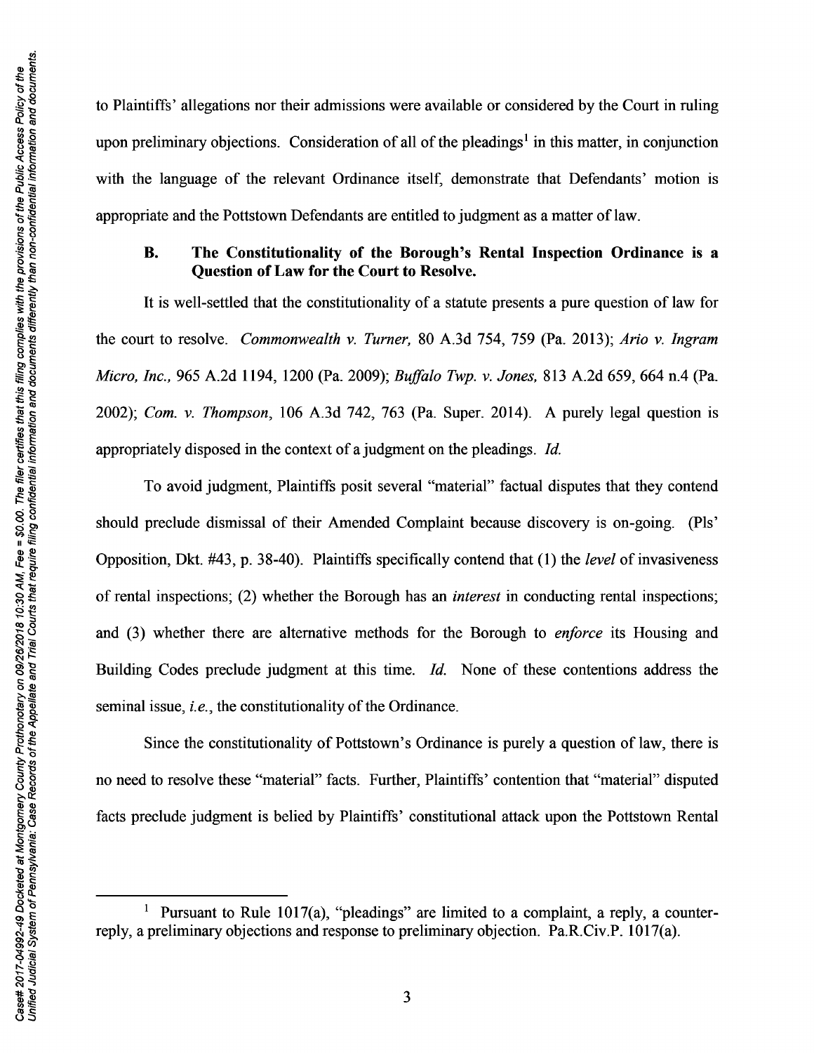to Plaintiffs' allegations nor their admissions were available or considered by the Court in ruling upon preliminary objections. Consideration of all of the pleadings[1] in this matter, in conjunction with the language of the relevant Ordinance itself, demonstrate that Defendants' motion is appropriate and the Pottstown Defendants are entitled to judgment as a matter of law.

### B. The Constitutionality of the Borough's Rental Inspection Ordinance is a Question of Law for the Court to Resolve.

It is well-settled that the constitutionality of a statute presents a pure question of law for the court to resolve. *Commonwealth v. Turner,* 80 A.3d 754, 759 (Pa. 2013); *Ario v. Ingram Micro, Inc.,* 965 A.2d 1194, 1200 (Pa. 2009); *Buffalo Twp. v. Jones,* 813 A.2d 659, 664 n.4 (Pa. 2002); *Com. v. Thompson,* 106 A.3d 742, 763 (Pa. Super. 2014). A purely legal question is appropriately disposed in the context of a judgment on the pleadings. *Id.*

To avoid judgment, Plaintiffs posit several "material" factual disputes that they contend should preclude dismissal of their Amended Complaint because discovery is on-going. (Pls' Opposition, Dkt. #43, p. 38-40). Plaintiffs specifically contend that (1) the *level* of invasiveness of rental inspections; (2) whether the Borough has an *interest* in conducting rental inspections; and (3) whether there are alternative methods for the Borough to *enforce* its Housing and Building Codes preclude judgment at this time. *Id.* None of these contentions address the seminal issue, *i.e.*, the constitutionality of the Ordinance.

Since the constitutionality of Pottstown's Ordinance is purely a question of law, there is no need to resolve these "material" facts. Further, Plaintiffs' contention that "material" disputed facts preclude judgment is belied by Plaintiffs' constitutional attack upon the Pottstown Rental

---

[1] Pursuant to Rule 1017(a), "pleadings" are limited to a complaint, a reply, a counter-reply, a preliminary objections and response to preliminary objection. Pa.R.Civ.P. 1017(a).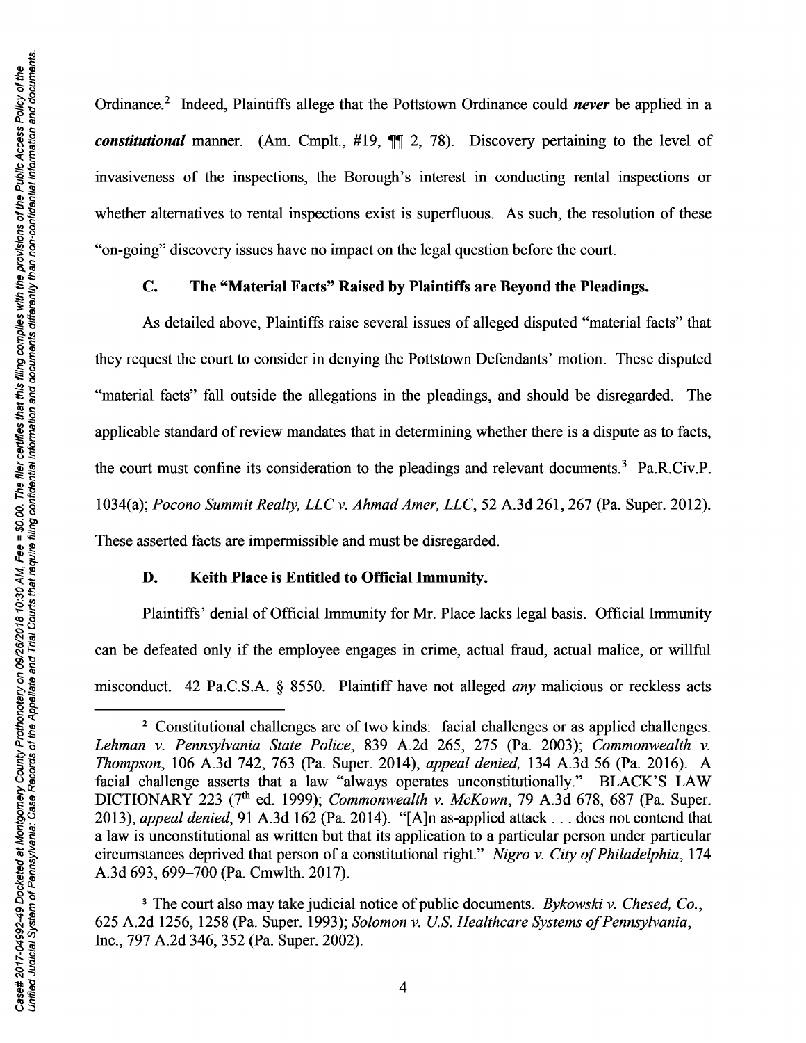Ordinance.[2] Indeed, Plaintiffs allege that the Pottstown Ordinance could ***never*** be applied in a ***constitutional*** manner. (Am. Cmplt., #19, ¶¶ 2, 78). Discovery pertaining to the level of invasiveness of the inspections, the Borough's interest in conducting rental inspections or whether alternatives to rental inspections exist is superfluous. As such, the resolution of these "on-going" discovery issues have no impact on the legal question before the court.

### C. The "Material Facts" Raised by Plaintiffs are Beyond the Pleadings.

As detailed above, Plaintiffs raise several issues of alleged disputed "material facts" that they request the court to consider in denying the Pottstown Defendants' motion. These disputed "material facts" fall outside the allegations in the pleadings, and should be disregarded. The applicable standard of review mandates that in determining whether there is a dispute as to facts, the court must confine its consideration to the pleadings and relevant documents.[3] Pa.R.Civ.P. 1034(a); *Pocono Summit Realty, LLC v. Ahmad Amer, LLC*, 52 A.3d 261, 267 (Pa. Super. 2012). These asserted facts are impermissible and must be disregarded.

### D. Keith Place is Entitled to Official Immunity.

Plaintiffs' denial of Official Immunity for Mr. Place lacks legal basis. Official Immunity can be defeated only if the employee engages in crime, actual fraud, actual malice, or willful misconduct. 42 Pa.C.S.A. § 8550. Plaintiff have not alleged *any* malicious or reckless acts

---

[2] Constitutional challenges are of two kinds: facial challenges or as applied challenges. *Lehman v. Pennsylvania State Police*, 839 A.2d 265, 275 (Pa. 2003); *Commonwealth v. Thompson*, 106 A.3d 742, 763 (Pa. Super. 2014), *appeal denied*, 134 A.3d 56 (Pa. 2016). A facial challenge asserts that a law "always operates unconstitutionally." BLACK'S LAW DICTIONARY 223 (7th ed. 1999); *Commonwealth v. McKown*, 79 A.3d 678, 687 (Pa. Super. 2013), *appeal denied*, 91 A.3d 162 (Pa. 2014). "[A]n as-applied attack . . . does not contend that a law is unconstitutional as written but that its application to a particular person under particular circumstances deprived that person of a constitutional right." *Nigro v. City of Philadelphia*, 174 A.3d 693, 699–700 (Pa. Cmwlth. 2017).

[3] The court also may take judicial notice of public documents. *Bykowski v. Chesed, Co.*, 625 A.2d 1256, 1258 (Pa. Super. 1993); *Solomon v. U.S. Healthcare Systems of Pennsylvania*, Inc., 797 A.2d 346, 352 (Pa. Super. 2002).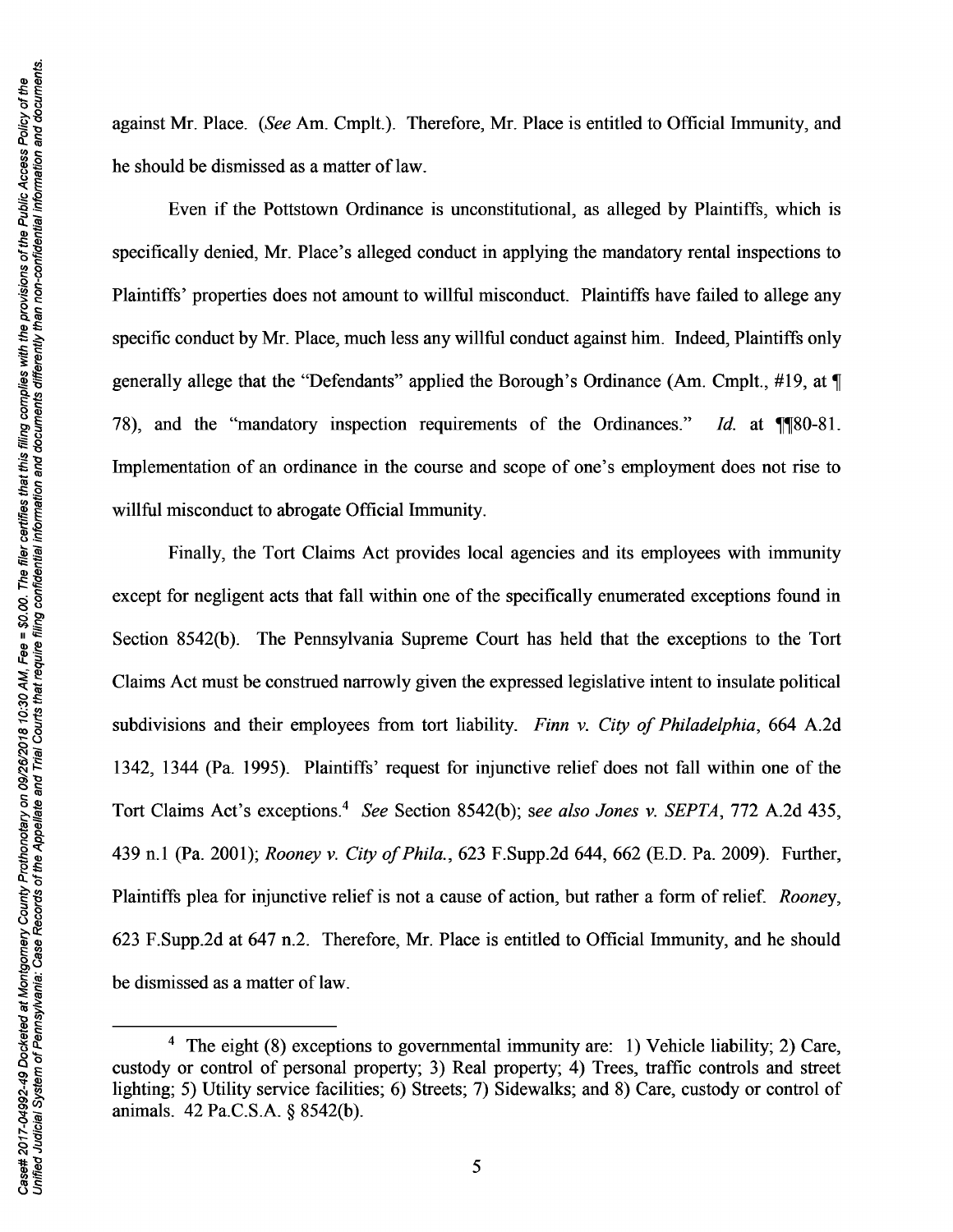against Mr. Place. (*See* Am. Cmplt.). Therefore, Mr. Place is entitled to Official Immunity, and he should be dismissed as a matter of law.

Even if the Pottstown Ordinance is unconstitutional, as alleged by Plaintiffs, which is specifically denied, Mr. Place's alleged conduct in applying the mandatory rental inspections to Plaintiffs' properties does not amount to willful misconduct. Plaintiffs have failed to allege any specific conduct by Mr. Place, much less any willful conduct against him. Indeed, Plaintiffs only generally allege that the "Defendants" applied the Borough's Ordinance (Am. Cmplt., #19, at ¶ 78), and the "mandatory inspection requirements of the Ordinances." *Id.* at ¶¶80-81. Implementation of an ordinance in the course and scope of one's employment does not rise to willful misconduct to abrogate Official Immunity.

Finally, the Tort Claims Act provides local agencies and its employees with immunity except for negligent acts that fall within one of the specifically enumerated exceptions found in Section 8542(b). The Pennsylvania Supreme Court has held that the exceptions to the Tort Claims Act must be construed narrowly given the expressed legislative intent to insulate political subdivisions and their employees from tort liability. *Finn v. City of Philadelphia*, 664 A.2d 1342, 1344 (Pa. 1995). Plaintiffs' request for injunctive relief does not fall within one of the Tort Claims Act's exceptions.[4] *See* Section 8542(b); *see also Jones v. SEPTA*, 772 A.2d 435, 439 n.1 (Pa. 2001); *Rooney v. City of Phila.*, 623 F.Supp.2d 644, 662 (E.D. Pa. 2009). Further, Plaintiffs plea for injunctive relief is not a cause of action, but rather a form of relief. *Rooney*, 623 F.Supp.2d at 647 n.2. Therefore, Mr. Place is entitled to Official Immunity, and he should be dismissed as a matter of law.

---

[4] The eight (8) exceptions to governmental immunity are: 1) Vehicle liability; 2) Care, custody or control of personal property; 3) Real property; 4) Trees, traffic controls and street lighting; 5) Utility service facilities; 6) Streets; 7) Sidewalks; and 8) Care, custody or control of animals. 42 Pa.C.S.A. § 8542(b).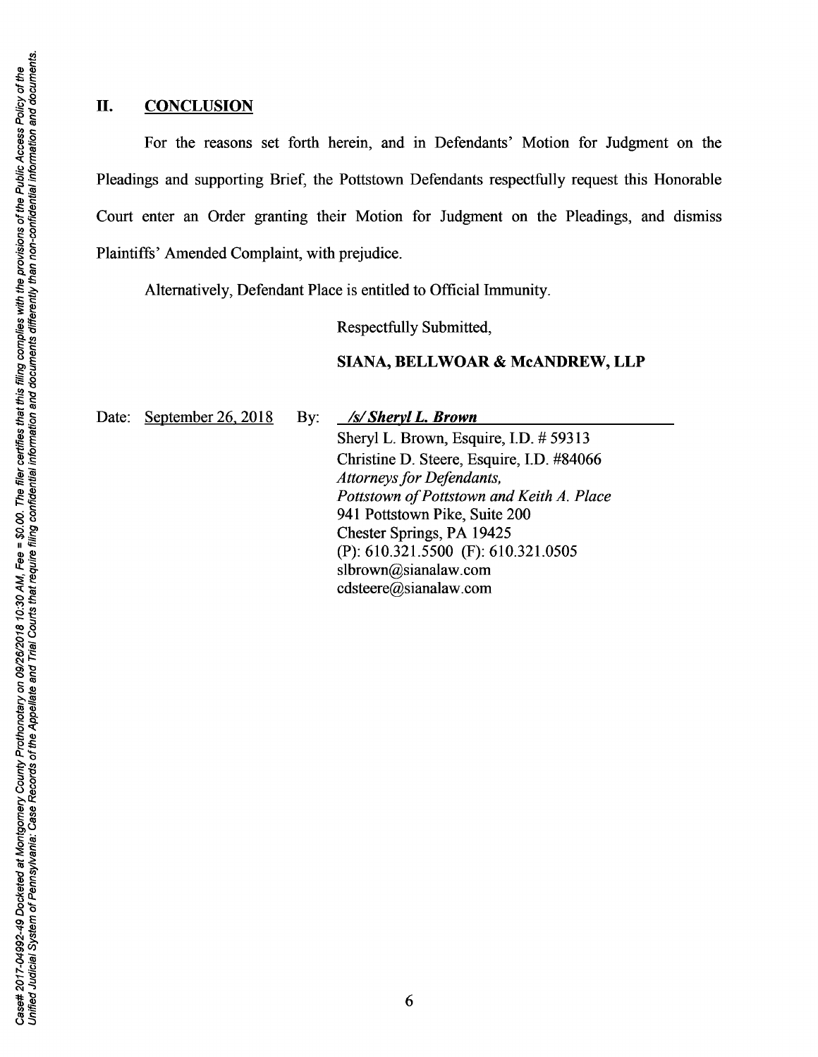## II. CONCLUSION

For the reasons set forth herein, and in Defendants' Motion for Judgment on the Pleadings and supporting Brief, the Pottstown Defendants respectfully request this Honorable Court enter an Order granting their Motion for Judgment on the Pleadings, and dismiss Plaintiffs' Amended Complaint, with prejudice.

Alternatively, Defendant Place is entitled to Official Immunity.

Respectfully Submitted,

**SIANA, BELLWOAR & McANDREW, LLP**

Date: September 26, 2018     By: ***/s/ Sheryl L. Brown***

Sheryl L. Brown, Esquire, I.D. # 59313
Christine D. Steere, Esquire, I.D. #84066
*Attorneys for Defendants,*
*Pottstown of Pottstown and Keith A. Place*
941 Pottstown Pike, Suite 200
Chester Springs, PA 19425
(P): 610.321.5500 (F): 610.321.0505
slbrown@sianalaw.com
cdsteere@sianalaw.com